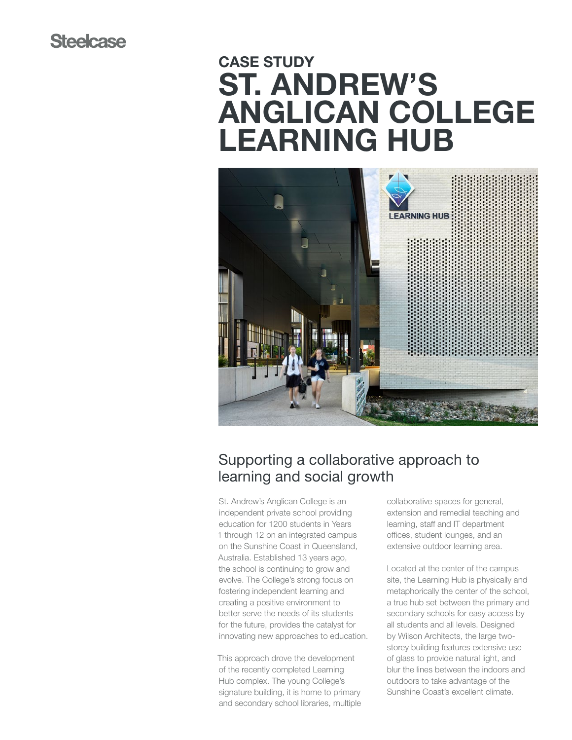Steelcase

# CASE STUDY
# ST. ANDREW'S ANGLICAN COLLEGE LEARNING HUB

## Supporting a collaborative approach to learning and social growth

St. Andrew's Anglican College is an independent private school providing education for 1200 students in Years 1 through 12 on an integrated campus on the Sunshine Coast in Queensland, Australia. Established 13 years ago, the school is continuing to grow and evolve. The College's strong focus on fostering independent learning and creating a positive environment to better serve the needs of its students for the future, provides the catalyst for innovating new approaches to education.

This approach drove the development of the recently completed Learning Hub complex. The young College's signature building, it is home to primary and secondary school libraries, multiple collaborative spaces for general, extension and remedial teaching and learning, staff and IT department offices, student lounges, and an extensive outdoor learning area.

Located at the center of the campus site, the Learning Hub is physically and metaphorically the center of the school, a true hub set between the primary and secondary schools for easy access by all students and all levels. Designed by Wilson Architects, the large two-storey building features extensive use of glass to provide natural light, and blur the lines between the indoors and outdoors to take advantage of the Sunshine Coast's excellent climate.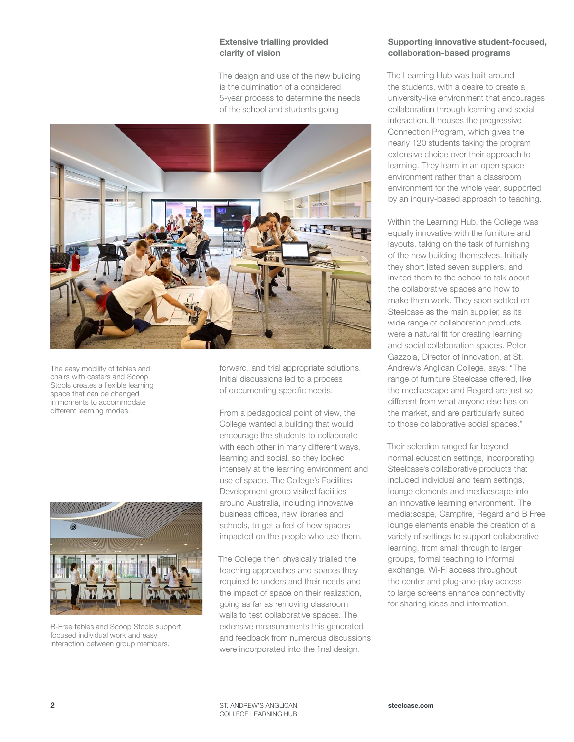### Extensive trialling provided clarity of vision

The design and use of the new building is the culmination of a considered 5-year process to determine the needs of the school and students going forward, and trial appropriate solutions. Initial discussions led to a process of documenting specific needs.

From a pedagogical point of view, the College wanted a building that would encourage the students to collaborate with each other in many different ways, learning and social, so they looked intensely at the learning environment and use of space. The College's Facilities Development group visited facilities around Australia, including innovative business offices, new libraries and schools, to get a feel of how spaces impacted on the people who use them.

The College then physically trialled the teaching approaches and spaces they required to understand their needs and the impact of space on their realization, going as far as removing classroom walls to test collaborative spaces. The extensive measurements this generated and feedback from numerous discussions were incorporated into the final design.

The easy mobility of tables and chairs with casters and Scoop Stools creates a flexible learning space that can be changed in moments to accommodate different learning modes.

B-Free tables and Scoop Stools support focused individual work and easy interaction between group members.

### Supporting innovative student-focused, collaboration-based programs

The Learning Hub was built around the students, with a desire to create a university-like environment that encourages collaboration through learning and social interaction. It houses the progressive Connection Program, which gives the nearly 120 students taking the program extensive choice over their approach to learning. They learn in an open space environment rather than a classroom environment for the whole year, supported by an inquiry-based approach to teaching.

Within the Learning Hub, the College was equally innovative with the furniture and layouts, taking on the task of furnishing of the new building themselves. Initially they short listed seven suppliers, and invited them to the school to talk about the collaborative spaces and how to make them work. They soon settled on Steelcase as the main supplier, as its wide range of collaboration products were a natural fit for creating learning and social collaboration spaces. Peter Gazzola, Director of Innovation, at St. Andrew's Anglican College, says: "The range of furniture Steelcase offered, like the media:scape and Regard are just so different from what anyone else has on the market, and are particularly suited to those collaborative social spaces."

Their selection ranged far beyond normal education settings, incorporating Steelcase's collaborative products that included individual and team settings, lounge elements and media:scape into an innovative learning environment. The media:scape, Campfire, Regard and B Free lounge elements enable the creation of a variety of settings to support collaborative learning, from small through to larger groups, formal teaching to informal exchange. Wi-Fi access throughout the center and plug-and-play access to large screens enhance connectivity for sharing ideas and information.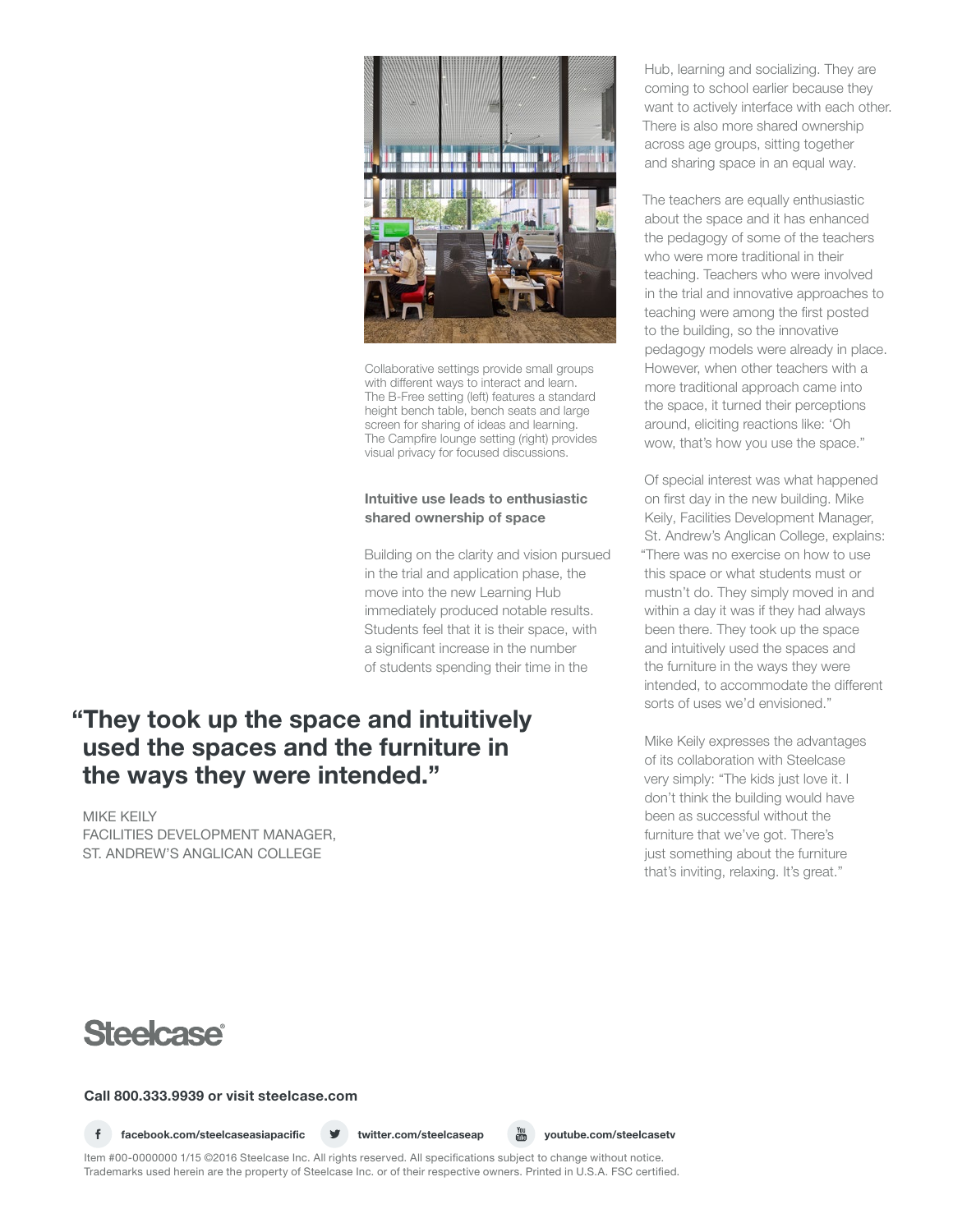Collaborative settings provide small groups with different ways to interact and learn. The B-Free setting (left) features a standard height bench table, bench seats and large screen for sharing of ideas and learning. The Campfire lounge setting (right) provides visual privacy for focused discussions.

### Intuitive use leads to enthusiastic shared ownership of space

Building on the clarity and vision pursued in the trial and application phase, the move into the new Learning Hub immediately produced notable results. Students feel that it is their space, with a significant increase in the number of students spending their time in the Hub, learning and socializing. They are coming to school earlier because they want to actively interface with each other. There is also more shared ownership across age groups, sitting together and sharing space in an equal way.

The teachers are equally enthusiastic about the space and it has enhanced the pedagogy of some of the teachers who were more traditional in their teaching. Teachers who were involved in the trial and innovative approaches to teaching were among the first posted to the building, so the innovative pedagogy models were already in place. However, when other teachers with a more traditional approach came into the space, it turned their perceptions around, eliciting reactions like: 'Oh wow, that's how you use the space."

Of special interest was what happened on first day in the new building. Mike Keily, Facilities Development Manager, St. Andrew's Anglican College, explains: "There was no exercise on how to use this space or what students must or mustn't do. They simply moved in and within a day it was if they had always been there. They took up the space and intuitively used the spaces and the furniture in the ways they were intended, to accommodate the different sorts of uses we'd envisioned."

Mike Keily expresses the advantages of its collaboration with Steelcase very simply: "The kids just love it. I don't think the building would have been as successful without the furniture that we've got. There's just something about the furniture that's inviting, relaxing. It's great."

> **"They took up the space and intuitively used the spaces and the furniture in the ways they were intended."**
>
> MIKE KEILY
> FACILITIES DEVELOPMENT MANAGER,
> ST. ANDREW'S ANGLICAN COLLEGE

Steelcase®

**Call 800.333.9939 or visit steelcase.com**

**facebook.com/steelcaseasiapacific** **twitter.com/steelcaseap** **youtube.com/steelcasetv**

Item #00-0000000 1/15 ©2016 Steelcase Inc. All rights reserved. All specifications subject to change without notice. Trademarks used herein are the property of Steelcase Inc. or of their respective owners. Printed in U.S.A. FSC certified.